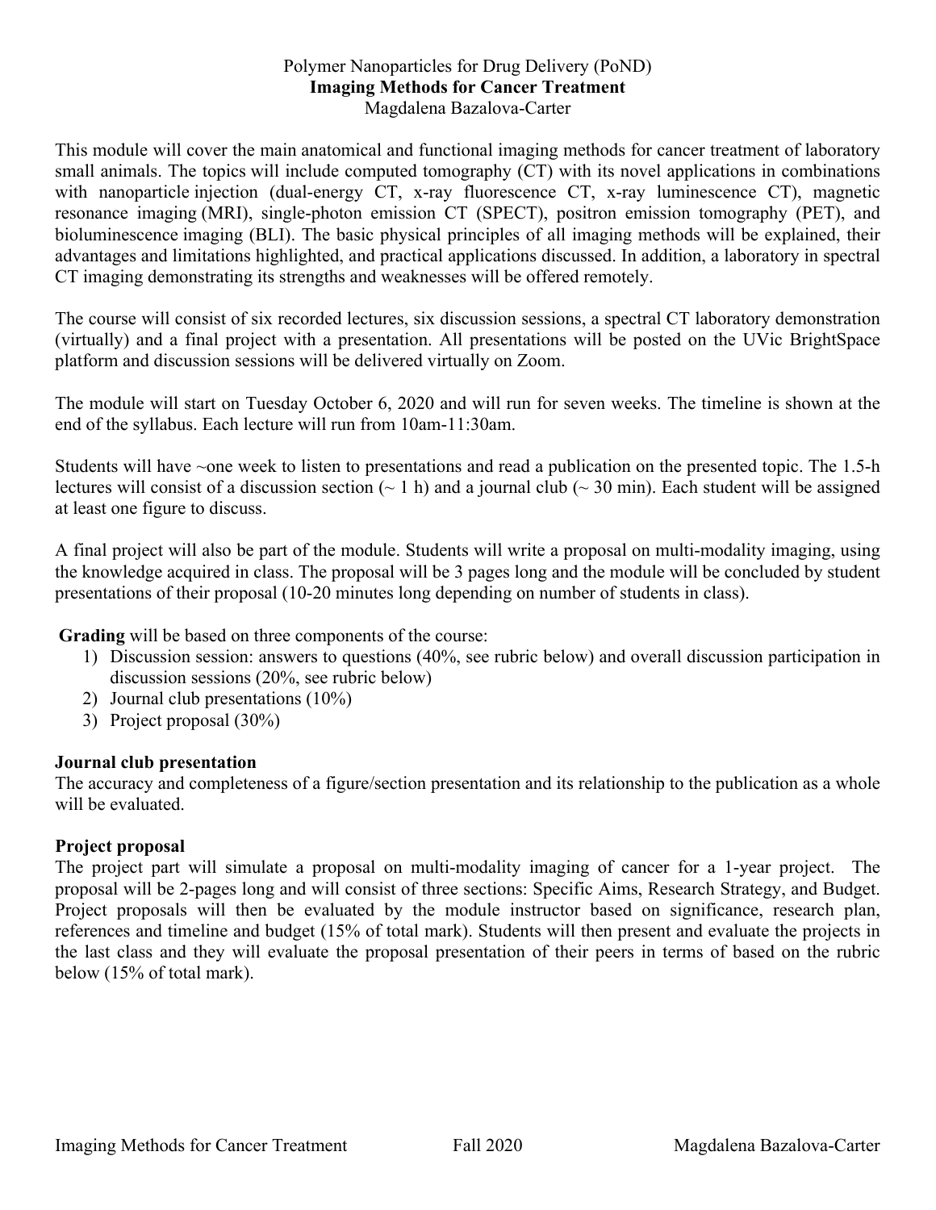Polymer Nanoparticles for Drug Delivery (PoND)

# Imaging Methods for Cancer Treatment

Magdalena Bazalova-Carter

This module will cover the main anatomical and functional imaging methods for cancer treatment of laboratory small animals. The topics will include computed tomography (CT) with its novel applications in combinations with nanoparticle injection (dual-energy CT, x-ray fluorescence CT, x-ray luminescence CT), magnetic resonance imaging (MRI), single-photon emission CT (SPECT), positron emission tomography (PET), and bioluminescence imaging (BLI). The basic physical principles of all imaging methods will be explained, their advantages and limitations highlighted, and practical applications discussed. In addition, a laboratory in spectral CT imaging demonstrating its strengths and weaknesses will be offered remotely.

The course will consist of six recorded lectures, six discussion sessions, a spectral CT laboratory demonstration (virtually) and a final project with a presentation. All presentations will be posted on the UVic BrightSpace platform and discussion sessions will be delivered virtually on Zoom.

The module will start on Tuesday October 6, 2020 and will run for seven weeks. The timeline is shown at the end of the syllabus. Each lecture will run from 10am-11:30am.

Students will have ~one week to listen to presentations and read a publication on the presented topic. The 1.5-h lectures will consist of a discussion section (~ 1 h) and a journal club (~ 30 min). Each student will be assigned at least one figure to discuss.

A final project will also be part of the module. Students will write a proposal on multi-modality imaging, using the knowledge acquired in class. The proposal will be 3 pages long and the module will be concluded by student presentations of their proposal (10-20 minutes long depending on number of students in class).

**Grading** will be based on three components of the course:

1) Discussion session: answers to questions (40%, see rubric below) and overall discussion participation in discussion sessions (20%, see rubric below)
2) Journal club presentations (10%)
3) Project proposal (30%)

### Journal club presentation

The accuracy and completeness of a figure/section presentation and its relationship to the publication as a whole will be evaluated.

### Project proposal

The project part will simulate a proposal on multi-modality imaging of cancer for a 1-year project. The proposal will be 2-pages long and will consist of three sections: Specific Aims, Research Strategy, and Budget. Project proposals will then be evaluated by the module instructor based on significance, research plan, references and timeline and budget (15% of total mark). Students will then present and evaluate the projects in the last class and they will evaluate the proposal presentation of their peers in terms of based on the rubric below (15% of total mark).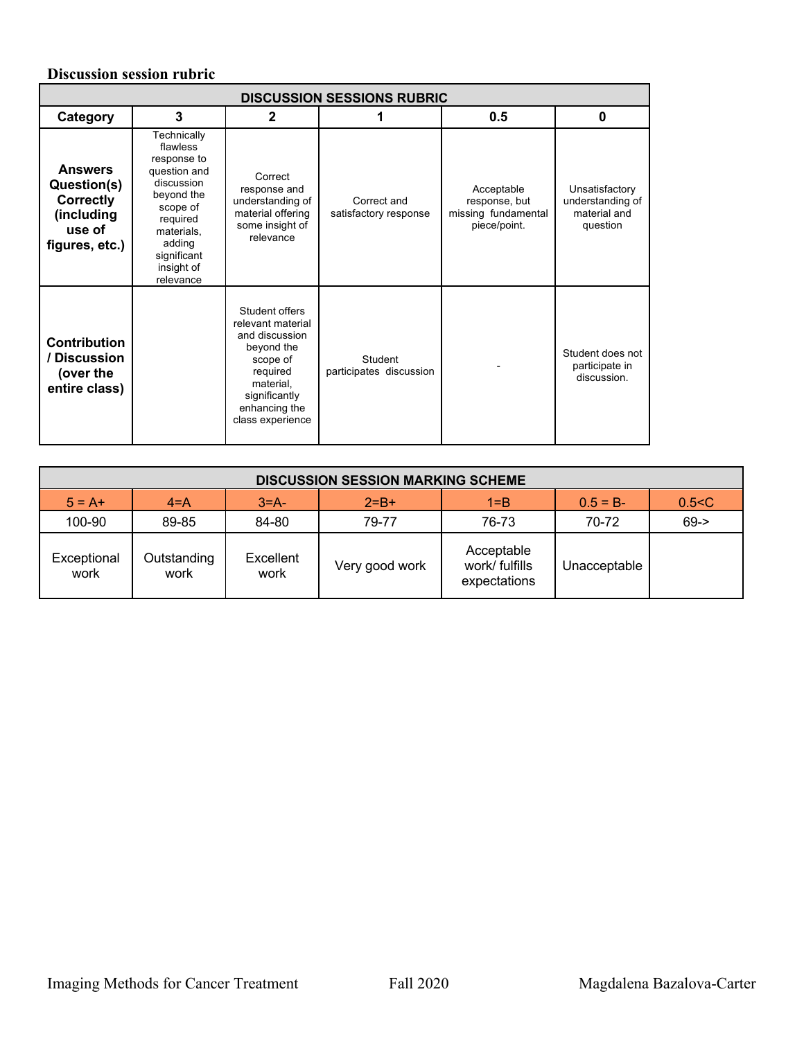**Discussion session rubric**

| DISCUSSION SESSIONS RUBRIC | | | | | |
|---|---|---|---|---|---|
| **Category** | **3** | **2** | **1** | **0.5** | **0** |
| **Answers Question(s) Correctly (including use of figures, etc.)** | Technically flawless response to question and discussion beyond the scope of required materials, adding significant insight of relevance | Correct response and understanding of material offering some insight of relevance | Correct and satisfactory response | Acceptable response, but missing fundamental piece/point. | Unsatisfactory understanding of material and question |
| **Contribution / Discussion (over the entire class)** | | Student offers relevant material and discussion beyond the scope of required material, significantly enhancing the class experience | Student participates discussion | - | Student does not participate in discussion. |

| DISCUSSION SESSION MARKING SCHEME | | | | | | |
|---|---|---|---|---|---|---|
| 5 = A+ | 4=A | 3=A- | 2=B+ | 1=B | 0.5 = B- | 0.5<C |
| 100-90 | 89-85 | 84-80 | 79-77 | 76-73 | 70-72 | 69-> |
| Exceptional work | Outstanding work | Excellent work | Very good work | Acceptable work/ fulfills expectations | Unacceptable | |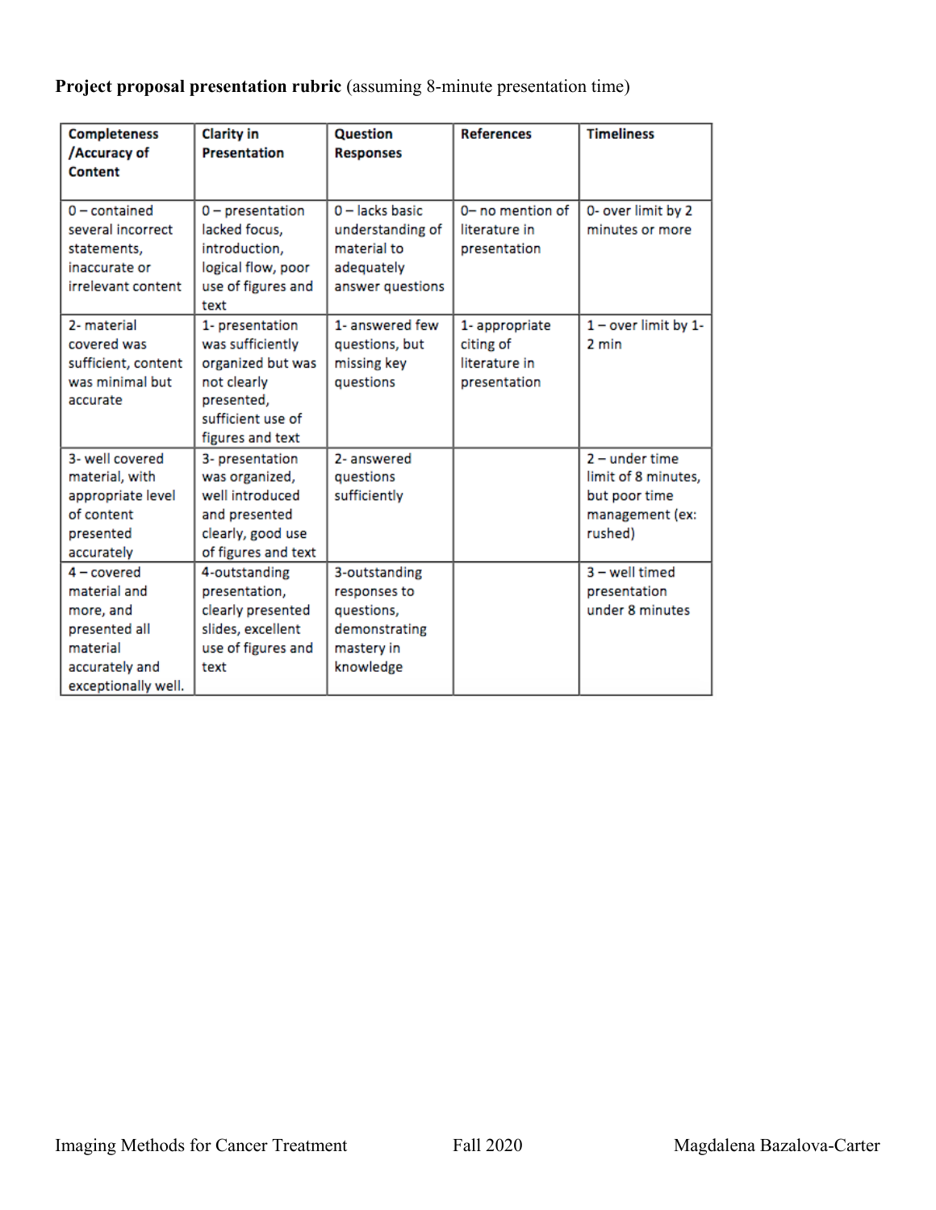**Project proposal presentation rubric** (assuming 8-minute presentation time)

| Completeness /Accuracy of Content | Clarity in Presentation | Question Responses | References | Timeliness |
|---|---|---|---|---|
| 0 – contained several incorrect statements, inaccurate or irrelevant content | 0 – presentation lacked focus, introduction, logical flow, poor use of figures and text | 0 – lacks basic understanding of material to adequately answer questions | 0– no mention of literature in presentation | 0- over limit by 2 minutes or more |
| 2- material covered was sufficient, content was minimal but accurate | 1- presentation was sufficiently organized but was not clearly presented, sufficient use of figures and text | 1- answered few questions, but missing key questions | 1- appropriate citing of literature in presentation | 1 – over limit by 1-2 min |
| 3- well covered material, with appropriate level of content presented accurately | 3- presentation was organized, well introduced and presented clearly, good use of figures and text | 2- answered questions sufficiently | | 2 – under time limit of 8 minutes, but poor time management (ex: rushed) |
| 4 – covered material and more, and presented all material accurately and exceptionally well. | 4-outstanding presentation, clearly presented slides, excellent use of figures and text | 3-outstanding responses to questions, demonstrating mastery in knowledge | | 3 – well timed presentation under 8 minutes |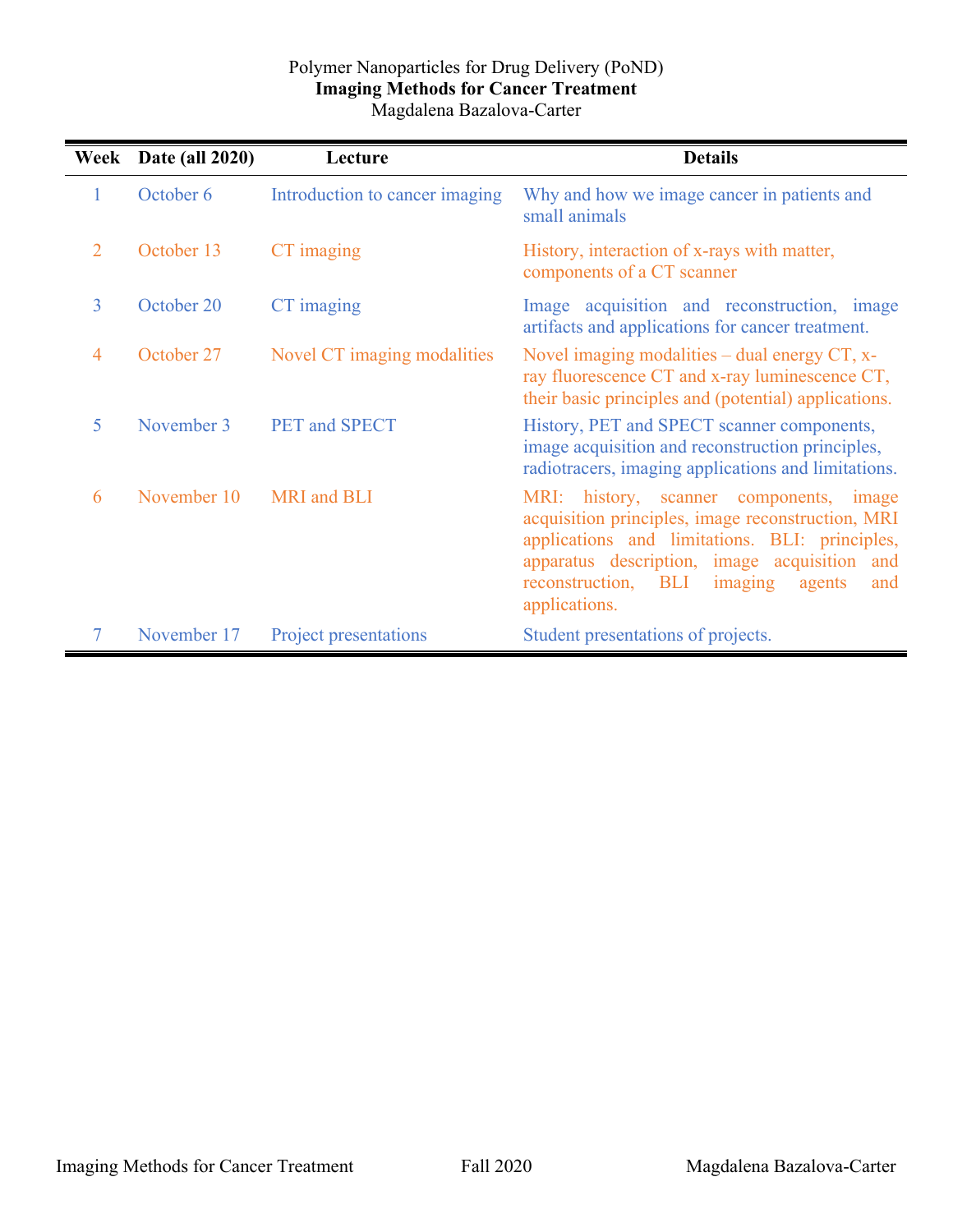Polymer Nanoparticles for Drug Delivery (PoND)

**Imaging Methods for Cancer Treatment**

Magdalena Bazalova-Carter

| Week | Date (all 2020) | Lecture | Details |
|---|---|---|---|
| 1 | October 6 | Introduction to cancer imaging | Why and how we image cancer in patients and small animals |
| 2 | October 13 | CT imaging | History, interaction of x-rays with matter, components of a CT scanner |
| 3 | October 20 | CT imaging | Image acquisition and reconstruction, image artifacts and applications for cancer treatment. |
| 4 | October 27 | Novel CT imaging modalities | Novel imaging modalities – dual energy CT, x-ray fluorescence CT and x-ray luminescence CT, their basic principles and (potential) applications. |
| 5 | November 3 | PET and SPECT | History, PET and SPECT scanner components, image acquisition and reconstruction principles, radiotracers, imaging applications and limitations. |
| 6 | November 10 | MRI and BLI | MRI: history, scanner components, image acquisition principles, image reconstruction, MRI applications and limitations. BLI: principles, apparatus description, image acquisition and reconstruction, BLI imaging agents and applications. |
| 7 | November 17 | Project presentations | Student presentations of projects. |